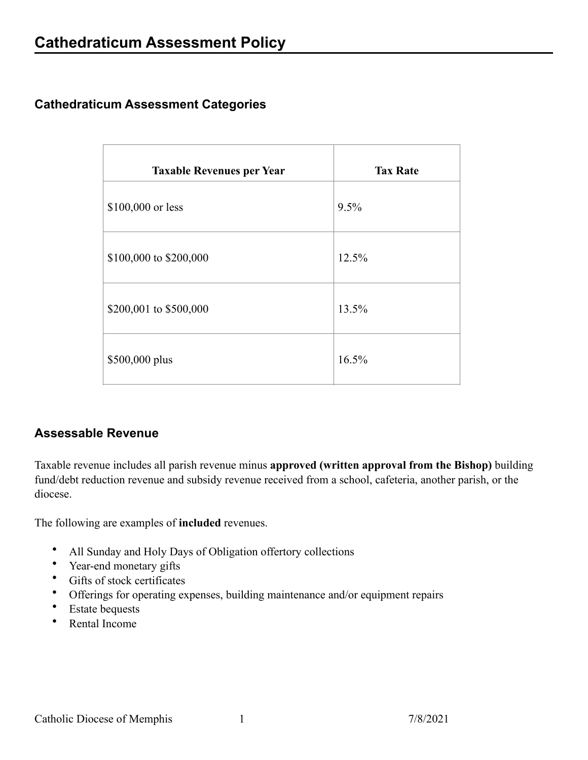# Cathedraticum Assessment Policy

## Cathedraticum Assessment Categories

| Taxable Revenues per Year | Tax Rate |
|---|---|
| $100,000 or less | 9.5% |
| $100,000 to $200,000 | 12.5% |
| $200,001 to $500,000 | 13.5% |
| $500,000 plus | 16.5% |

## Assessable Revenue

Taxable revenue includes all parish revenue minus **approved (written approval from the Bishop)** building fund/debt reduction revenue and subsidy revenue received from a school, cafeteria, another parish, or the diocese.

The following are examples of **included** revenues.

- All Sunday and Holy Days of Obligation offertory collections
- Year-end monetary gifts
- Gifts of stock certificates
- Offerings for operating expenses, building maintenance and/or equipment repairs
- Estate bequests
- Rental Income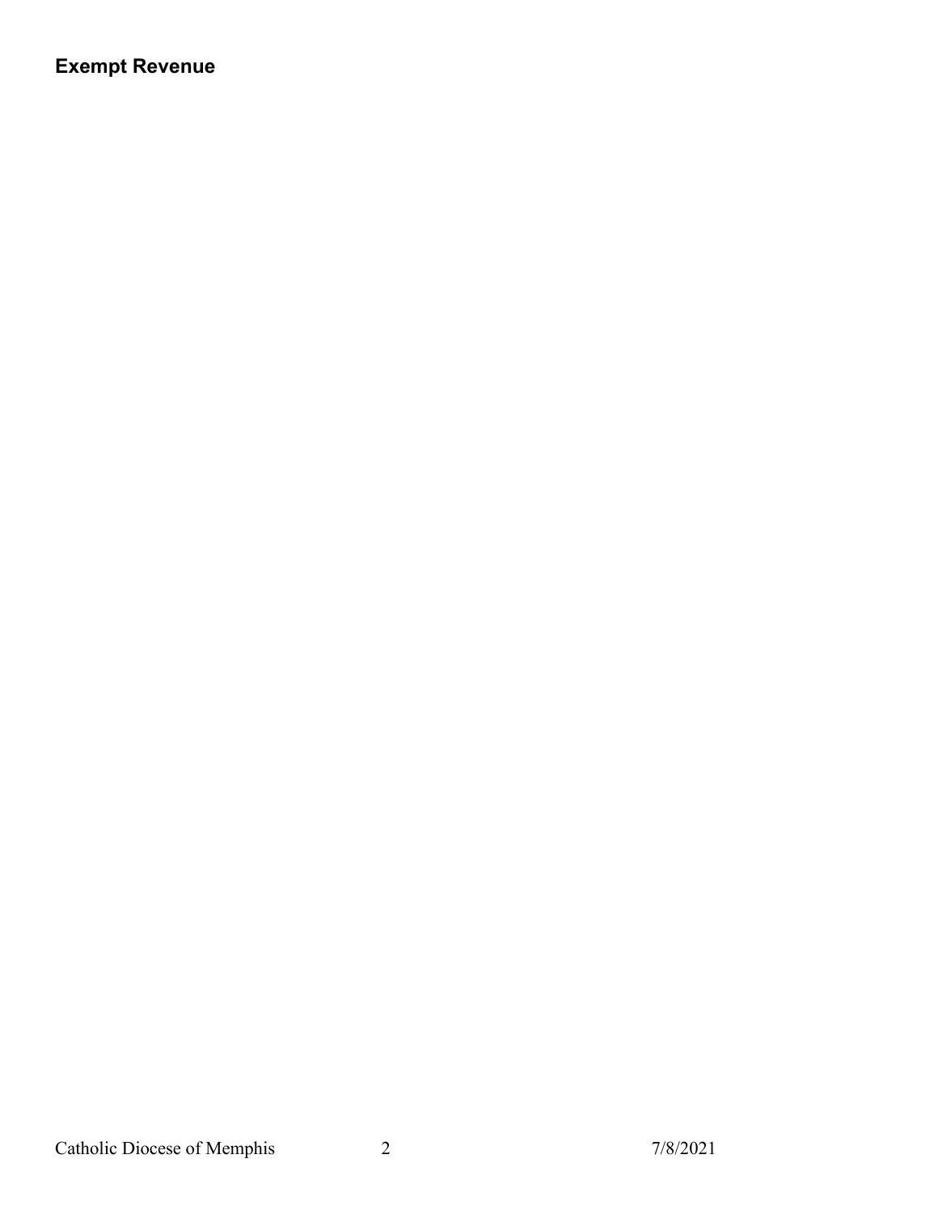## Exempt Revenue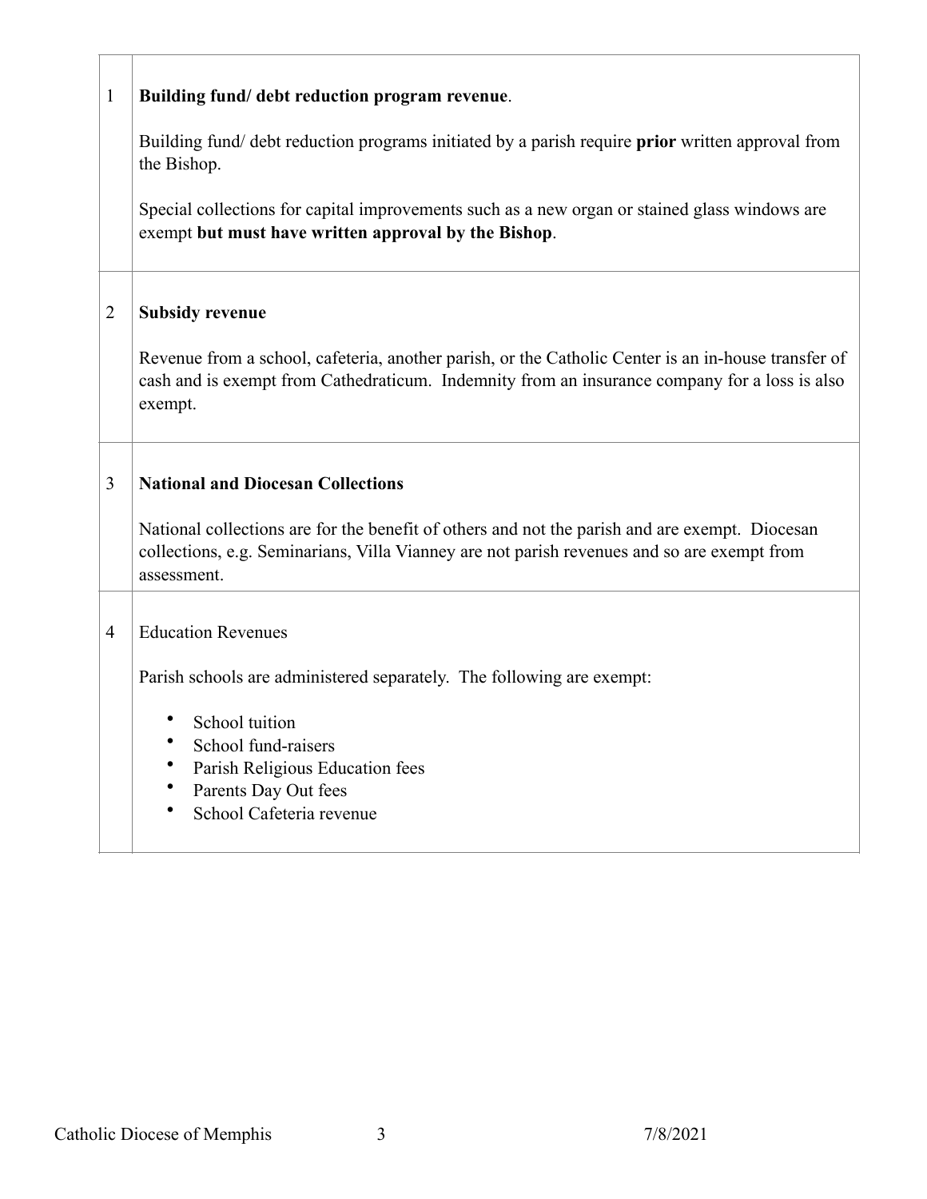| | |
|---|---|
| 1 | **Building fund/ debt reduction program revenue**.<br><br>Building fund/ debt reduction programs initiated by a parish require **prior** written approval from the Bishop.<br><br>Special collections for capital improvements such as a new organ or stained glass windows are exempt **but must have written approval by the Bishop**. |
| 2 | **Subsidy revenue**<br><br>Revenue from a school, cafeteria, another parish, or the Catholic Center is an in-house transfer of cash and is exempt from Cathedraticum. Indemnity from an insurance company for a loss is also exempt. |
| 3 | **National and Diocesan Collections**<br><br>National collections are for the benefit of others and not the parish and are exempt. Diocesan collections, e.g. Seminarians, Villa Vianney are not parish revenues and so are exempt from assessment. |
| 4 | Education Revenues<br><br>Parish schools are administered separately. The following are exempt:<br><br>• School tuition<br>• School fund-raisers<br>• Parish Religious Education fees<br>• Parents Day Out fees<br>• School Cafeteria revenue |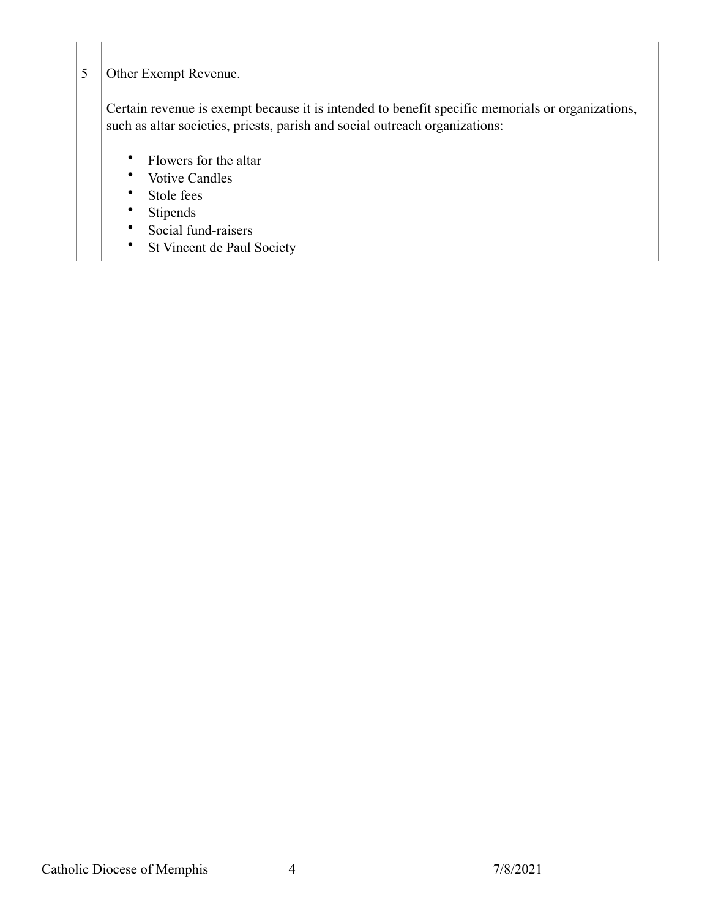| | |
|---|---|
| 5 | Other Exempt Revenue.<br><br>Certain revenue is exempt because it is intended to benefit specific memorials or organizations, such as altar societies, priests, parish and social outreach organizations:<br><br>• Flowers for the altar<br>• Votive Candles<br>• Stole fees<br>• Stipends<br>• Social fund-raisers<br>• St Vincent de Paul Society |